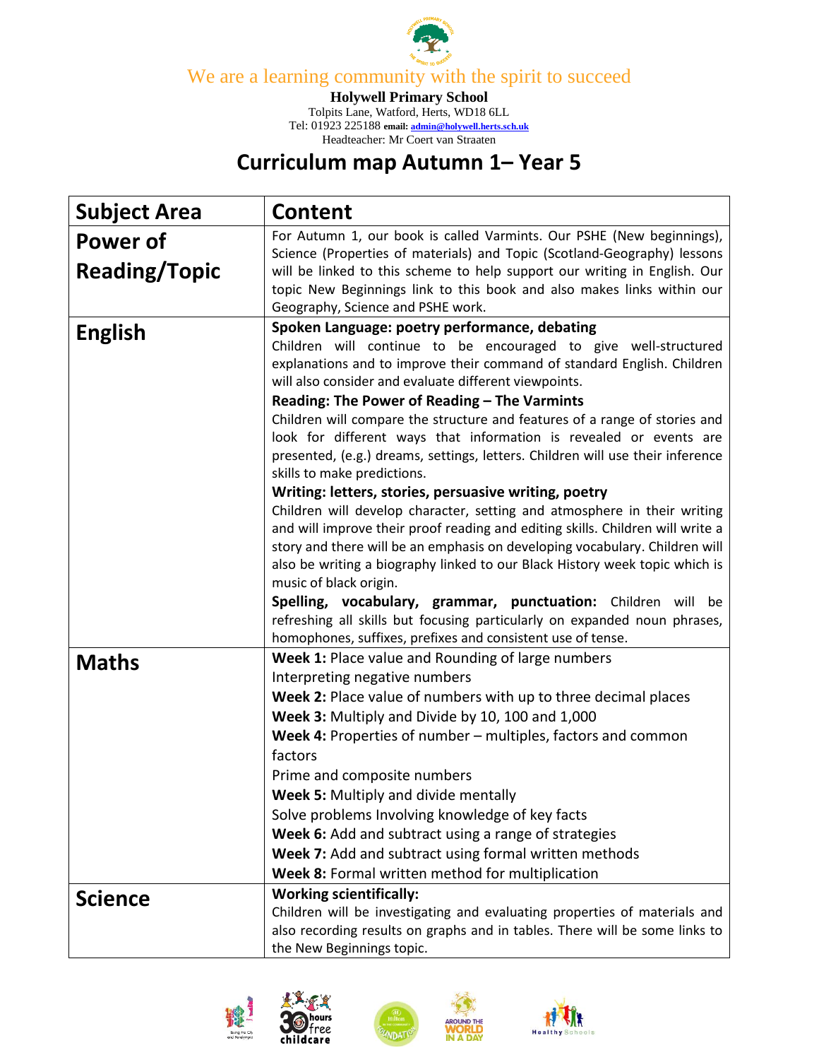We are a learning community with the spirit to succeed

**Holywell Primary School**
Tolpits Lane, Watford, Herts, WD18 6LL
Tel: 01923 225188 **email: admin@holywell.herts.sch.uk**
Headteacher: Mr Coert van Straaten

# Curriculum map Autumn 1– Year 5

| Subject Area | Content |
|---|---|
| **Power of Reading/Topic** | For Autumn 1, our book is called Varmints. Our PSHE (New beginnings), Science (Properties of materials) and Topic (Scotland-Geography) lessons will be linked to this scheme to help support our writing in English. Our topic New Beginnings link to this book and also makes links within our Geography, Science and PSHE work. |
| **English** | **Spoken Language: poetry performance, debating**<br>Children will continue to be encouraged to give well-structured explanations and to improve their command of standard English. Children will also consider and evaluate different viewpoints.<br>**Reading: The Power of Reading – The Varmints**<br>Children will compare the structure and features of a range of stories and look for different ways that information is revealed or events are presented, (e.g.) dreams, settings, letters. Children will use their inference skills to make predictions.<br>**Writing: letters, stories, persuasive writing, poetry**<br>Children will develop character, setting and atmosphere in their writing and will improve their proof reading and editing skills. Children will write a story and there will be an emphasis on developing vocabulary. Children will also be writing a biography linked to our Black History week topic which is music of black origin.<br>**Spelling, vocabulary, grammar, punctuation:** Children will be refreshing all skills but focusing particularly on expanded noun phrases, homophones, suffixes, prefixes and consistent use of tense. |
| **Maths** | **Week 1:** Place value and Rounding of large numbers<br>Interpreting negative numbers<br>**Week 2:** Place value of numbers with up to three decimal places<br>**Week 3:** Multiply and Divide by 10, 100 and 1,000<br>**Week 4:** Properties of number – multiples, factors and common factors<br>Prime and composite numbers<br>**Week 5:** Multiply and divide mentally<br>Solve problems Involving knowledge of key facts<br>**Week 6:** Add and subtract using a range of strategies<br>**Week 7:** Add and subtract using formal written methods<br>**Week 8:** Formal written method for multiplication |
| **Science** | **Working scientifically:**<br>Children will be investigating and evaluating properties of materials and also recording results on graphs and in tables. There will be some links to the New Beginnings topic. |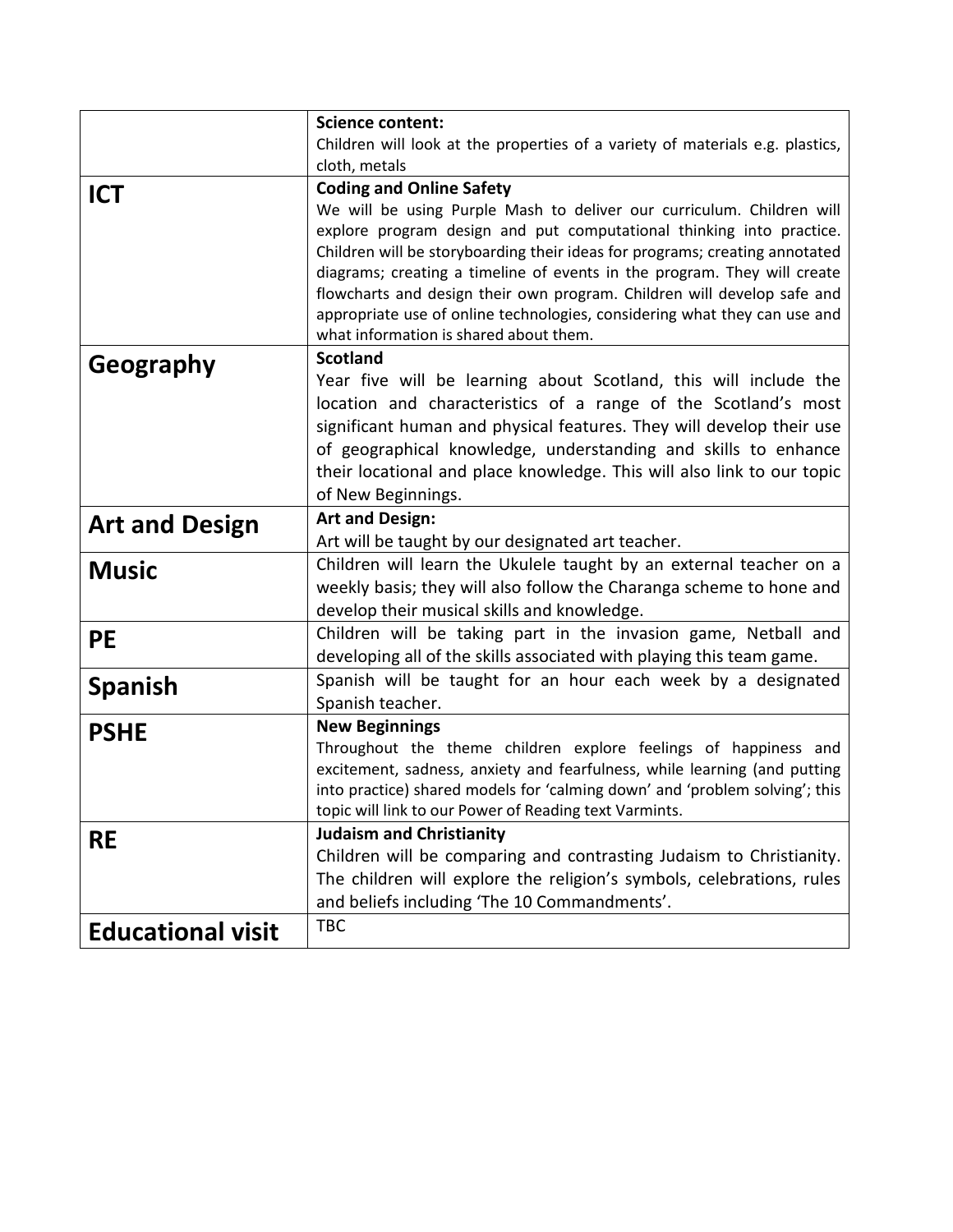| | |
|---|---|
| | **Science content:**<br>Children will look at the properties of a variety of materials e.g. plastics, cloth, metals |
| **ICT** | **Coding and Online Safety**<br>We will be using Purple Mash to deliver our curriculum. Children will explore program design and put computational thinking into practice. Children will be storyboarding their ideas for programs; creating annotated diagrams; creating a timeline of events in the program. They will create flowcharts and design their own program. Children will develop safe and appropriate use of online technologies, considering what they can use and what information is shared about them. |
| **Geography** | **Scotland**<br>Year five will be learning about Scotland, this will include the location and characteristics of a range of the Scotland's most significant human and physical features. They will develop their use of geographical knowledge, understanding and skills to enhance their locational and place knowledge. This will also link to our topic of New Beginnings. |
| **Art and Design** | **Art and Design:**<br>Art will be taught by our designated art teacher. |
| **Music** | Children will learn the Ukulele taught by an external teacher on a weekly basis; they will also follow the Charanga scheme to hone and develop their musical skills and knowledge. |
| **PE** | Children will be taking part in the invasion game, Netball and developing all of the skills associated with playing this team game. |
| **Spanish** | Spanish will be taught for an hour each week by a designated Spanish teacher. |
| **PSHE** | **New Beginnings**<br>Throughout the theme children explore feelings of happiness and excitement, sadness, anxiety and fearfulness, while learning (and putting into practice) shared models for 'calming down' and 'problem solving'; this topic will link to our Power of Reading text Varmints. |
| **RE** | **Judaism and Christianity**<br>Children will be comparing and contrasting Judaism to Christianity. The children will explore the religion's symbols, celebrations, rules and beliefs including 'The 10 Commandments'. |
| **Educational visit** | TBC |